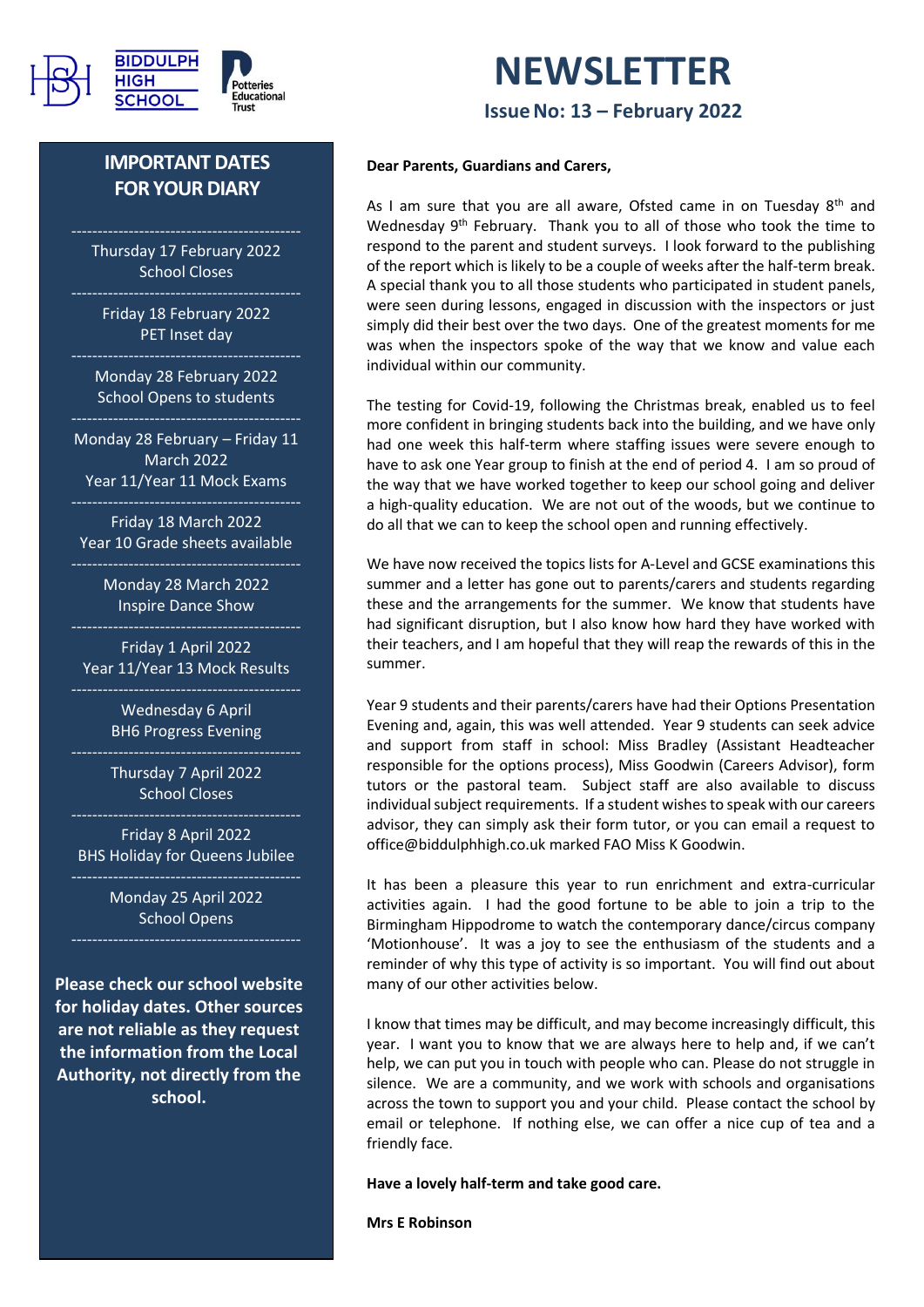BIDDULPH HIGH SCHOOL

Potteries Educational Trust

# NEWSLETTER

## Issue No: 13 – February 2022

## IMPORTANT DATES FOR YOUR DIARY

Thursday 17 February 2022
School Closes

Friday 18 February 2022
PET Inset day

Monday 28 February 2022
School Opens to students

Monday 28 February – Friday 11 March 2022
Year 11/Year 11 Mock Exams

Friday 18 March 2022
Year 10 Grade sheets available

Monday 28 March 2022
Inspire Dance Show

Friday 1 April 2022
Year 11/Year 13 Mock Results

Wednesday 6 April
BH6 Progress Evening

Thursday 7 April 2022
School Closes

Friday 8 April 2022
BHS Holiday for Queens Jubilee

Monday 25 April 2022
School Opens

**Please check our school website for holiday dates. Other sources are not reliable as they request the information from the Local Authority, not directly from the school.**

**Dear Parents, Guardians and Carers,**

As I am sure that you are all aware, Ofsted came in on Tuesday 8th and Wednesday 9th February. Thank you to all of those who took the time to respond to the parent and student surveys. I look forward to the publishing of the report which is likely to be a couple of weeks after the half-term break. A special thank you to all those students who participated in student panels, were seen during lessons, engaged in discussion with the inspectors or just simply did their best over the two days. One of the greatest moments for me was when the inspectors spoke of the way that we know and value each individual within our community.

The testing for Covid-19, following the Christmas break, enabled us to feel more confident in bringing students back into the building, and we have only had one week this half-term where staffing issues were severe enough to have to ask one Year group to finish at the end of period 4. I am so proud of the way that we have worked together to keep our school going and deliver a high-quality education. We are not out of the woods, but we continue to do all that we can to keep the school open and running effectively.

We have now received the topics lists for A-Level and GCSE examinations this summer and a letter has gone out to parents/carers and students regarding these and the arrangements for the summer. We know that students have had significant disruption, but I also know how hard they have worked with their teachers, and I am hopeful that they will reap the rewards of this in the summer.

Year 9 students and their parents/carers have had their Options Presentation Evening and, again, this was well attended. Year 9 students can seek advice and support from staff in school: Miss Bradley (Assistant Headteacher responsible for the options process), Miss Goodwin (Careers Advisor), form tutors or the pastoral team. Subject staff are also available to discuss individual subject requirements. If a student wishes to speak with our careers advisor, they can simply ask their form tutor, or you can email a request to office@biddulphhigh.co.uk marked FAO Miss K Goodwin.

It has been a pleasure this year to run enrichment and extra-curricular activities again. I had the good fortune to be able to join a trip to the Birmingham Hippodrome to watch the contemporary dance/circus company 'Motionhouse'. It was a joy to see the enthusiasm of the students and a reminder of why this type of activity is so important. You will find out about many of our other activities below.

I know that times may be difficult, and may become increasingly difficult, this year. I want you to know that we are always here to help and, if we can't help, we can put you in touch with people who can. Please do not struggle in silence. We are a community, and we work with schools and organisations across the town to support you and your child. Please contact the school by email or telephone. If nothing else, we can offer a nice cup of tea and a friendly face.

**Have a lovely half-term and take good care.**

**Mrs E Robinson**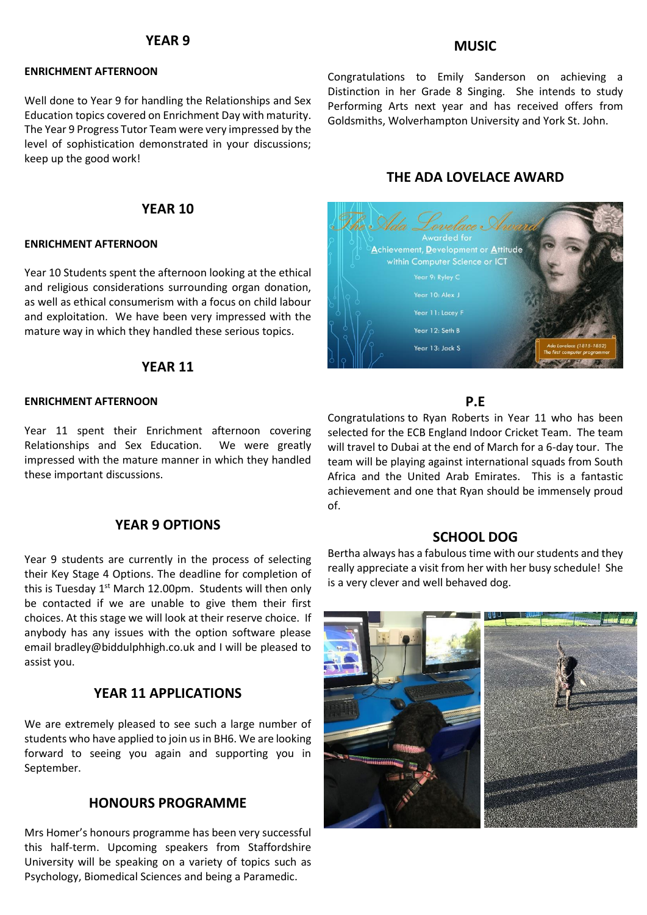## YEAR 9

**ENRICHMENT AFTERNOON**

Well done to Year 9 for handling the Relationships and Sex Education topics covered on Enrichment Day with maturity. The Year 9 Progress Tutor Team were very impressed by the level of sophistication demonstrated in your discussions; keep up the good work!

## YEAR 10

**ENRICHMENT AFTERNOON**

Year 10 Students spent the afternoon looking at the ethical and religious considerations surrounding organ donation, as well as ethical consumerism with a focus on child labour and exploitation. We have been very impressed with the mature way in which they handled these serious topics.

## YEAR 11

**ENRICHMENT AFTERNOON**

Year 11 spent their Enrichment afternoon covering Relationships and Sex Education. We were greatly impressed with the mature manner in which they handled these important discussions.

## YEAR 9 OPTIONS

Year 9 students are currently in the process of selecting their Key Stage 4 Options. The deadline for completion of this is Tuesday 1st March 12.00pm. Students will then only be contacted if we are unable to give them their first choices. At this stage we will look at their reserve choice. If anybody has any issues with the option software please email bradley@biddulphhigh.co.uk and I will be pleased to assist you.

## YEAR 11 APPLICATIONS

We are extremely pleased to see such a large number of students who have applied to join us in BH6. We are looking forward to seeing you again and supporting you in September.

## HONOURS PROGRAMME

Mrs Homer's honours programme has been very successful this half-term. Upcoming speakers from Staffordshire University will be speaking on a variety of topics such as Psychology, Biomedical Sciences and being a Paramedic.

## MUSIC

Congratulations to Emily Sanderson on achieving a Distinction in her Grade 8 Singing. She intends to study Performing Arts next year and has received offers from Goldsmiths, Wolverhampton University and York St. John.

## THE ADA LOVELACE AWARD

*The Ada Lovelace Award*

Awarded for **A**chievement, **D**evelopment or **A**ttitude within Computer Science or ICT

Year 9: Ryley C

Year 10: Alex J

Year 11: Lacey F

Year 12: Seth B

Year 13: Jack S

*Ada Lovelace (1815-1852) The first computer programmer*

## P.E

Congratulations to Ryan Roberts in Year 11 who has been selected for the ECB England Indoor Cricket Team. The team will travel to Dubai at the end of March for a 6-day tour. The team will be playing against international squads from South Africa and the United Arab Emirates. This is a fantastic achievement and one that Ryan should be immensely proud of.

## SCHOOL DOG

Bertha always has a fabulous time with our students and they really appreciate a visit from her with her busy schedule! She is a very clever and well behaved dog.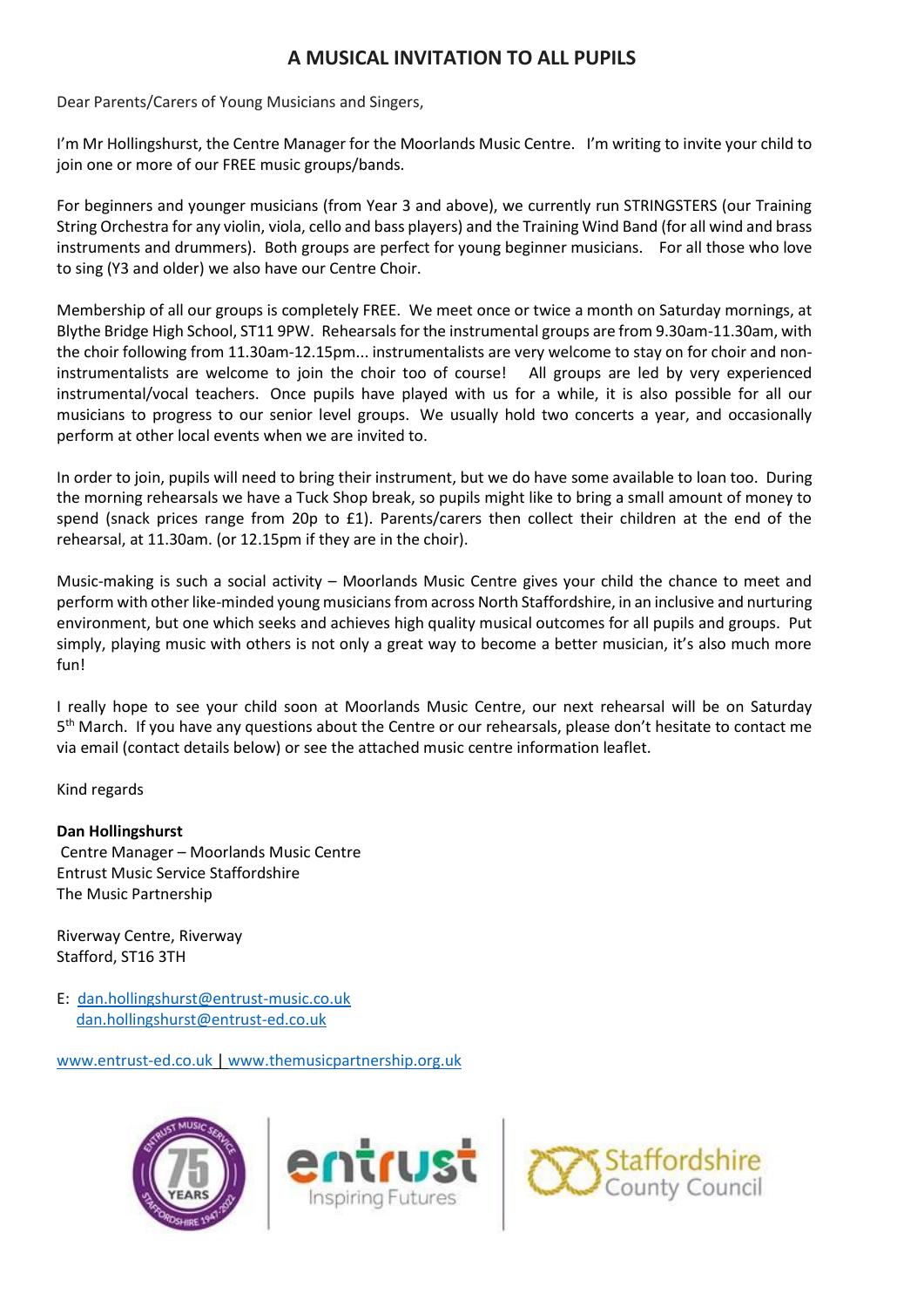# A MUSICAL INVITATION TO ALL PUPILS

Dear Parents/Carers of Young Musicians and Singers,

I'm Mr Hollingshurst, the Centre Manager for the Moorlands Music Centre. I'm writing to invite your child to join one or more of our FREE music groups/bands.

For beginners and younger musicians (from Year 3 and above), we currently run STRINGSTERS (our Training String Orchestra for any violin, viola, cello and bass players) and the Training Wind Band (for all wind and brass instruments and drummers). Both groups are perfect for young beginner musicians. For all those who love to sing (Y3 and older) we also have our Centre Choir.

Membership of all our groups is completely FREE. We meet once or twice a month on Saturday mornings, at Blythe Bridge High School, ST11 9PW. Rehearsals for the instrumental groups are from 9.30am-11.30am, with the choir following from 11.30am-12.15pm... instrumentalists are very welcome to stay on for choir and non-instrumentalists are welcome to join the choir too of course! All groups are led by very experienced instrumental/vocal teachers. Once pupils have played with us for a while, it is also possible for all our musicians to progress to our senior level groups. We usually hold two concerts a year, and occasionally perform at other local events when we are invited to.

In order to join, pupils will need to bring their instrument, but we do have some available to loan too. During the morning rehearsals we have a Tuck Shop break, so pupils might like to bring a small amount of money to spend (snack prices range from 20p to £1). Parents/carers then collect their children at the end of the rehearsal, at 11.30am. (or 12.15pm if they are in the choir).

Music-making is such a social activity – Moorlands Music Centre gives your child the chance to meet and perform with other like-minded young musicians from across North Staffordshire, in an inclusive and nurturing environment, but one which seeks and achieves high quality musical outcomes for all pupils and groups. Put simply, playing music with others is not only a great way to become a better musician, it's also much more fun!

I really hope to see your child soon at Moorlands Music Centre, our next rehearsal will be on Saturday 5th March. If you have any questions about the Centre or our rehearsals, please don't hesitate to contact me via email (contact details below) or see the attached music centre information leaflet.

Kind regards

**Dan Hollingshurst**
Centre Manager – Moorlands Music Centre
Entrust Music Service Staffordshire
The Music Partnership

Riverway Centre, Riverway
Stafford, ST16 3TH

E: dan.hollingshurst@entrust-music.co.uk
dan.hollingshurst@entrust-ed.co.uk

www.entrust-ed.co.uk | www.themusicpartnership.org.uk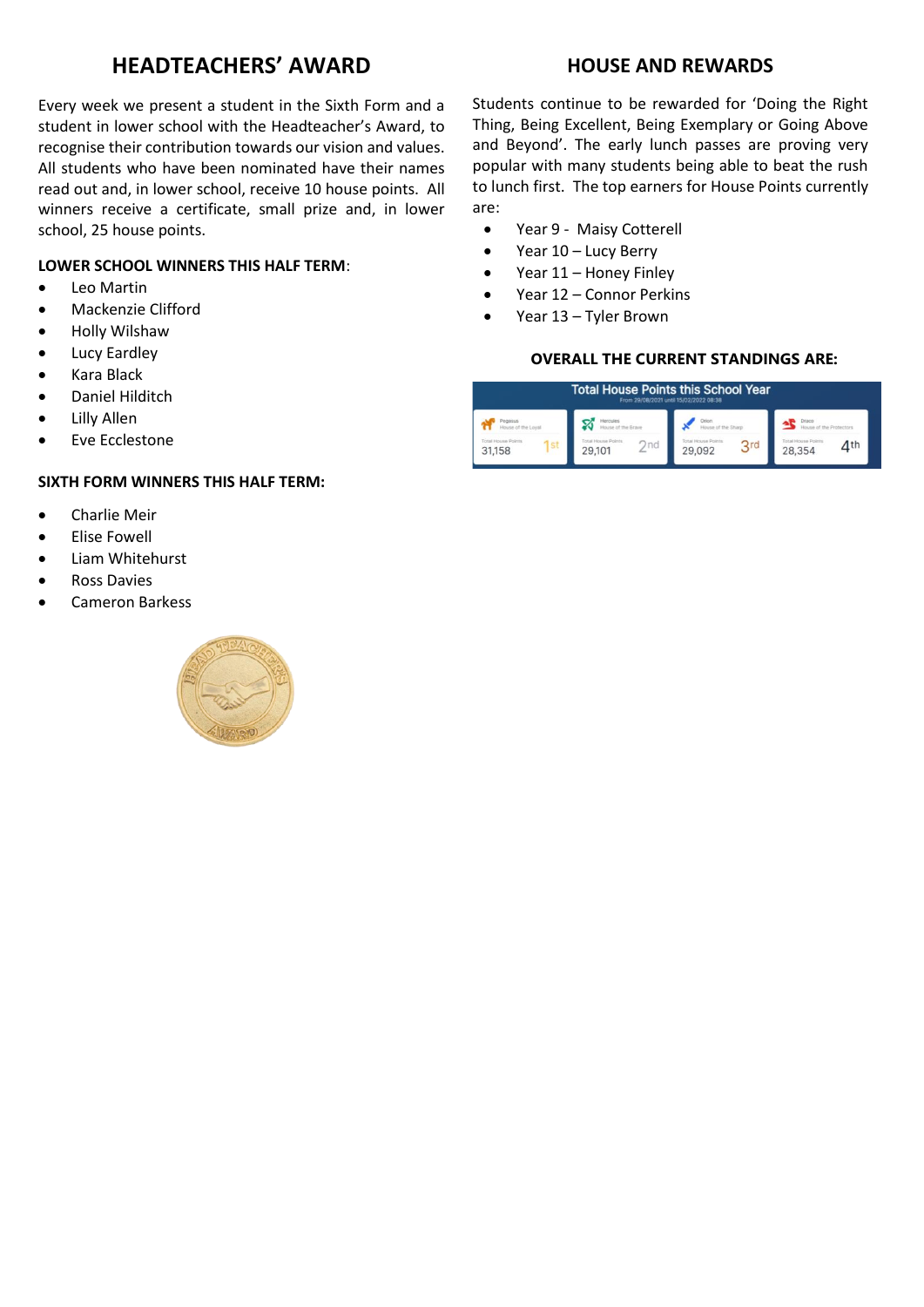## HEADTEACHERS' AWARD

Every week we present a student in the Sixth Form and a student in lower school with the Headteacher's Award, to recognise their contribution towards our vision and values. All students who have been nominated have their names read out and, in lower school, receive 10 house points. All winners receive a certificate, small prize and, in lower school, 25 house points.

**LOWER SCHOOL WINNERS THIS HALF TERM**:

- Leo Martin
- Mackenzie Clifford
- Holly Wilshaw
- Lucy Eardley
- Kara Black
- Daniel Hilditch
- Lilly Allen
- Eve Ecclestone

**SIXTH FORM WINNERS THIS HALF TERM:**

- Charlie Meir
- Elise Fowell
- Liam Whitehurst
- Ross Davies
- Cameron Barkess

## HOUSE AND REWARDS

Students continue to be rewarded for 'Doing the Right Thing, Being Excellent, Being Exemplary or Going Above and Beyond'. The early lunch passes are proving very popular with many students being able to beat the rush to lunch first. The top earners for House Points currently are:

- Year 9 - Maisy Cotterell
- Year 10 – Lucy Berry
- Year 11 – Honey Finley
- Year 12 – Connor Perkins
- Year 13 – Tyler Brown

**OVERALL THE CURRENT STANDINGS ARE:**

Total House Points this School Year
From 29/08/2021 until 15/02/2022 08:38

| House | Total House Points | Position |
|---|---|---|
| Pegasus – House of the Loyal | 31,158 | 1st |
| Hercules – House of the Brave | 29,101 | 2nd |
| Orion – House of the Sharp | 29,092 | 3rd |
| Draco – House of the Protectors | 28,354 | 4th |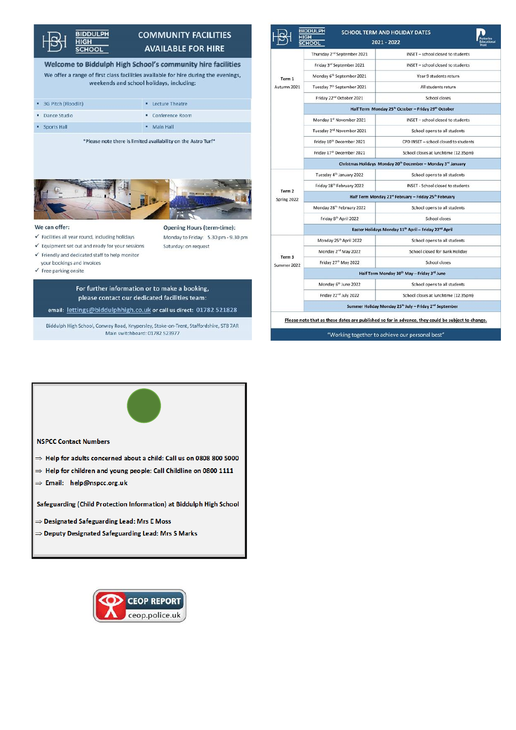## BIDDULPH HIGH SCHOOL — COMMUNITY FACILITIES AVAILABLE FOR HIRE

### Welcome to Biddulph High School's community hire facilities

We offer a range of first class facilities available for hire during the evenings, weekends and school holidays, including:

- 3G Pitch (Floodlit)
- Lecture Theatre
- Dance Studio
- Conference Room
- Sports Hall
- Main Hall

*Please note there is limited availability on the Astro Turf*

**We can offer:**

- ✓ Facilities all year round, including holidays
- ✓ Equipment set out and ready for your sessions
- ✓ Friendly and dedicated staff to help monitor your bookings and invoices
- ✓ Free parking onsite

**Opening Hours (term-time):**

Monday to Friday: 5.30 pm - 9.30 pm

Saturday: on request

For further information or to make a booking, please contact our dedicated facilities team:

email: lettings@biddulphhigh.co.uk or call us direct: 01782 521828

Biddulph High School, Conway Road, Knypersley, Stoke-on-Trent, Staffordshire, ST8 7AR

Main switchboard: 01782 523977

## BIDDULPH HIGH SCHOOL — SCHOOL TERM AND HOLIDAY DATES 2021 - 2022

| | | |
|---|---|---|
| Term 1 Autumn 2021 | Thursday 2nd September 2021 | INSET – school closed to students |
| | Friday 3rd September 2021 | INSET – school closed to students |
| | Monday 6th September 2021 | Year 9 students return |
| | Tuesday 7th September 2021 | All students return |
| | Friday 22nd October 2021 | School closes |
| | Half Term Monday 25th October – Friday 29th October | |
| | Monday 1st November 2021 | INSET – school closed to students |
| | Tuesday 2nd November 2021 | School opens to all students |
| | Friday 10th December 2021 | CPD INSET – school closed to students |
| | Friday 17th December 2021 | School closes at lunchtime (12.35pm) |
| | Christmas Holidays Monday 20th December – Monday 3rd January | |
| Term 2 Spring 2022 | Tuesday 4th January 2022 | School opens to all students |
| | Friday 18th February 2022 | INSET - School closed to students |
| | Half Term Monday 21st February – Friday 25th February | |
| | Monday 28th February 2022 | School opens to all students |
| | Friday 8th April 2022 | School closes |
| | Easter Holidays Monday 11th April – Friday 22nd April | |
| Term 3 Summer 2022 | Monday 25th April 2022 | School opens to all students |
| | Monday 2nd May 2022 | School closed for Bank Holiday |
| | Friday 27th May 2022 | School closes |
| | Half Term Monday 30th May – Friday 3rd June | |
| | Monday 6th June 2022 | School opens to all students |
| | Friday 22nd July 2022 | School closes at lunchtime (12.35pm) |
| | Summer Holiday Monday 25th July – Friday 2nd September | |

Please note that as these dates are published so far in advance, they could be subject to change.

"Working together to achieve our personal best"

**NSPCC Contact Numbers**

⇒ Help for adults concerned about a child: Call us on 0808 800 5000

⇒ Help for children and young people: Call Childline on 0800 1111

⇒ Email: help@nspcc.org.uk

**Safeguarding (Child Protection Information) at Biddulph High School**

⇒ Designated Safeguarding Lead: Mrs E Moss

⇒ Deputy Designated Safeguarding Lead: Mrs S Marks

CEOP REPORT ceop.police.uk